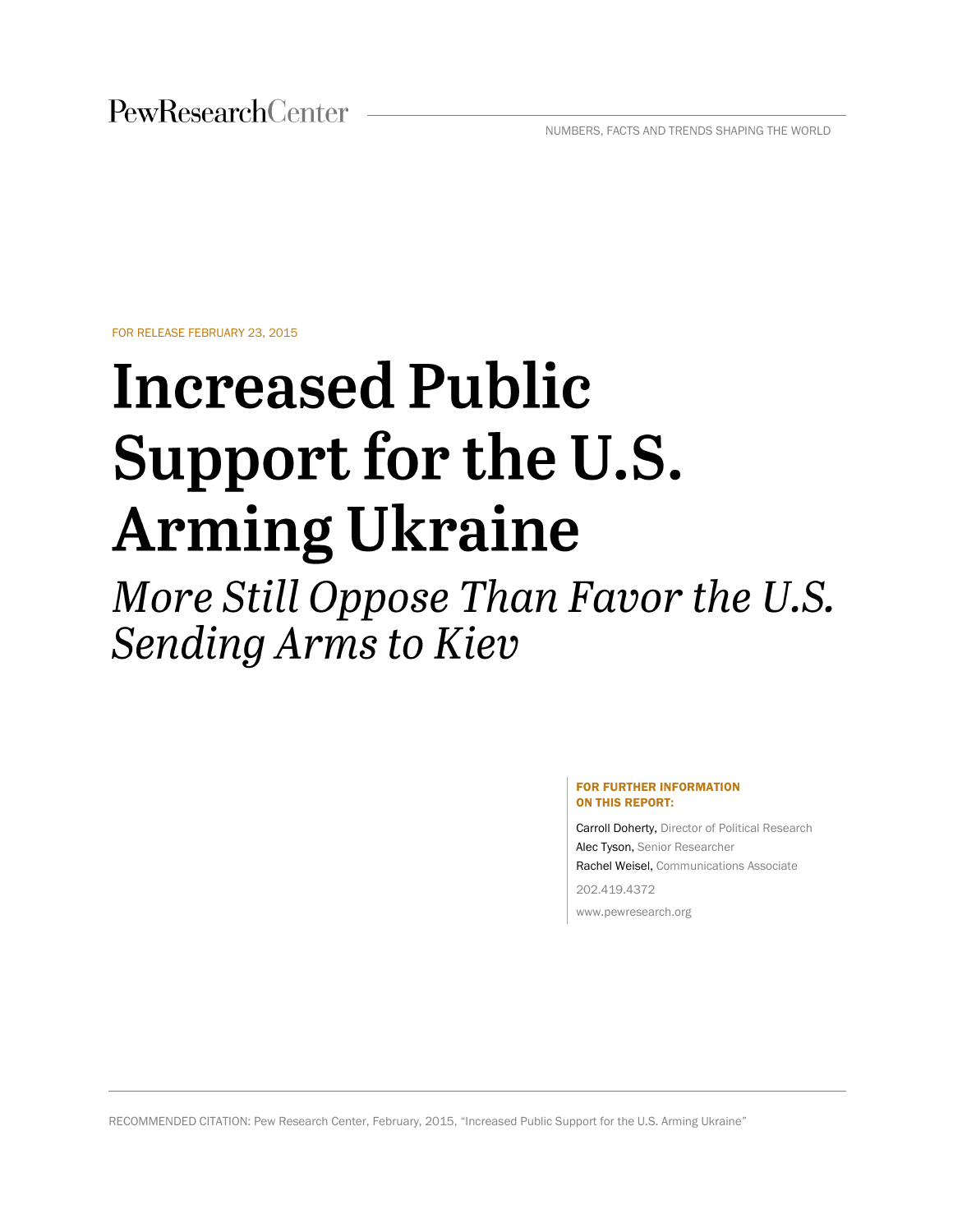PewResearchCenter

NUMBERS, FACTS AND TRENDS SHAPING THE WORLD

FOR RELEASE FEBRUARY 23, 2015

# Increased Public Support for the U.S. Arming Ukraine

## *More Still Oppose Than Favor the U.S. Sending Arms to Kiev*

**FOR FURTHER INFORMATION ON THIS REPORT:**

Carroll Doherty, Director of Political Research

Alec Tyson, Senior Researcher

Rachel Weisel, Communications Associate

202.419.4372

www.pewresearch.org

RECOMMENDED CITATION: Pew Research Center, February, 2015, "Increased Public Support for the U.S. Arming Ukraine"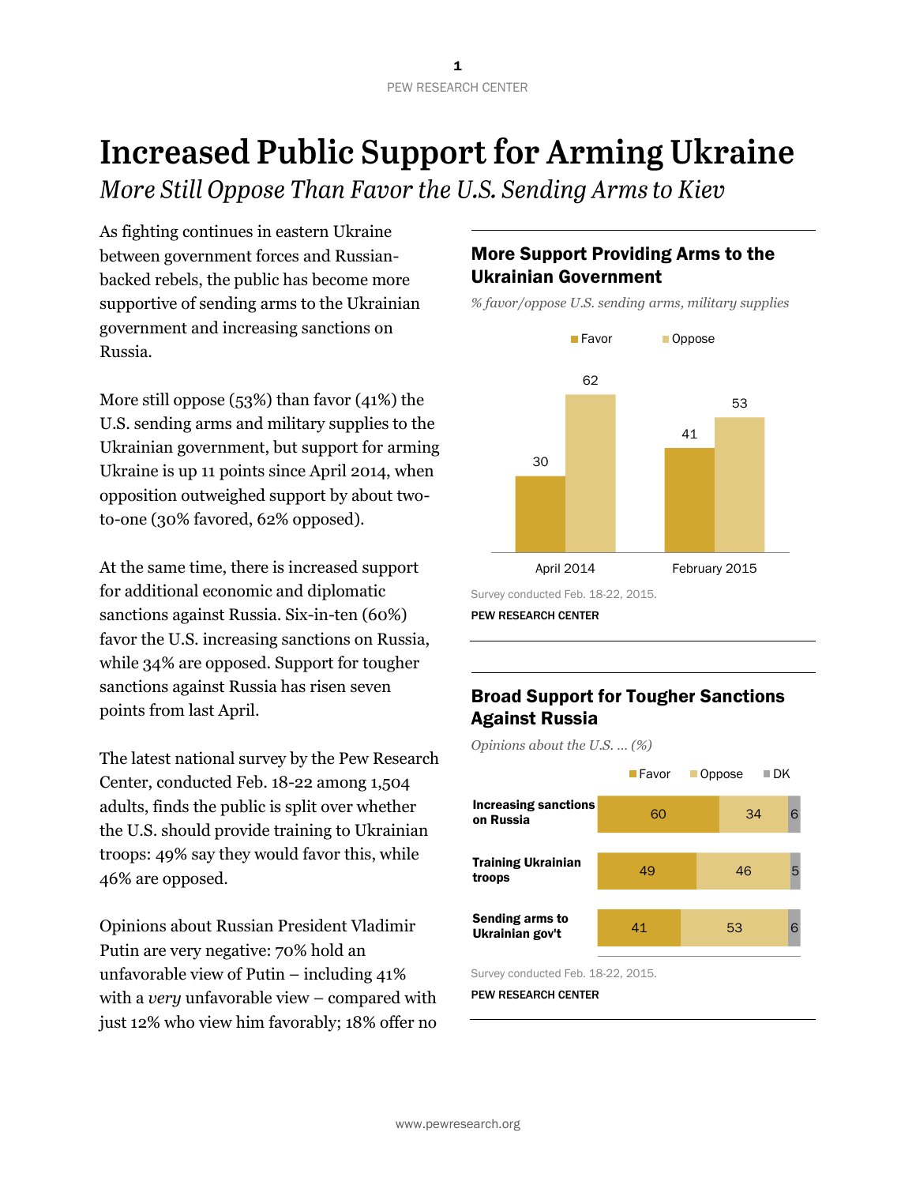# Increased Public Support for Arming Ukraine

*More Still Oppose Than Favor the U.S. Sending Arms to Kiev*

As fighting continues in eastern Ukraine between government forces and Russian-backed rebels, the public has become more supportive of sending arms to the Ukrainian government and increasing sanctions on Russia.

More still oppose (53%) than favor (41%) the U.S. sending arms and military supplies to the Ukrainian government, but support for arming Ukraine is up 11 points since April 2014, when opposition outweighed support by about two-to-one (30% favored, 62% opposed).

At the same time, there is increased support for additional economic and diplomatic sanctions against Russia. Six-in-ten (60%) favor the U.S. increasing sanctions on Russia, while 34% are opposed. Support for tougher sanctions against Russia has risen seven points from last April.

The latest national survey by the Pew Research Center, conducted Feb. 18-22 among 1,504 adults, finds the public is split over whether the U.S. should provide training to Ukrainian troops: 49% say they would favor this, while 46% are opposed.

Opinions about Russian President Vladimir Putin are very negative: 70% hold an unfavorable view of Putin – including 41% with a *very* unfavorable view – compared with just 12% who view him favorably; 18% offer no

### More Support Providing Arms to the Ukrainian Government

*% favor/oppose U.S. sending arms, military supplies*

| | Favor | Oppose |
|---|---|---|
| April 2014 | 30 | 62 |
| February 2015 | 41 | 53 |

Survey conducted Feb. 18-22, 2015.

PEW RESEARCH CENTER

### Broad Support for Tougher Sanctions Against Russia

*Opinions about the U.S. … (%)*

| | Favor | Oppose | DK |
|---|---|---|---|
| Increasing sanctions on Russia | 60 | 34 | 6 |
| Training Ukrainian troops | 49 | 46 | 5 |
| Sending arms to Ukrainian gov't | 41 | 53 | 6 |

Survey conducted Feb. 18-22, 2015.

PEW RESEARCH CENTER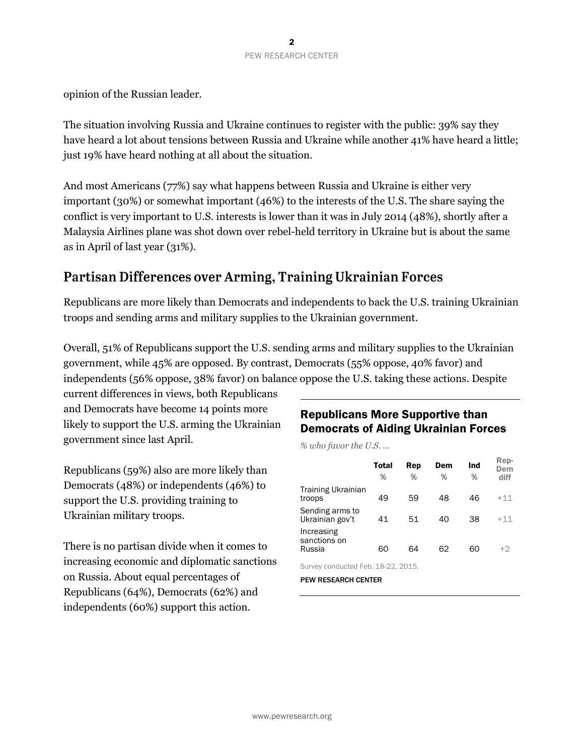opinion of the Russian leader.

The situation involving Russia and Ukraine continues to register with the public: 39% say they have heard a lot about tensions between Russia and Ukraine while another 41% have heard a little; just 19% have heard nothing at all about the situation.

And most Americans (77%) say what happens between Russia and Ukraine is either very important (30%) or somewhat important (46%) to the interests of the U.S. The share saying the conflict is very important to U.S. interests is lower than it was in July 2014 (48%), shortly after a Malaysia Airlines plane was shot down over rebel-held territory in Ukraine but is about the same as in April of last year (31%).

## Partisan Differences over Arming, Training Ukrainian Forces

Republicans are more likely than Democrats and independents to back the U.S. training Ukrainian troops and sending arms and military supplies to the Ukrainian government.

Overall, 51% of Republicans support the U.S. sending arms and military supplies to the Ukrainian government, while 45% are opposed. By contrast, Democrats (55% oppose, 40% favor) and independents (56% oppose, 38% favor) on balance oppose the U.S. taking these actions. Despite current differences in views, both Republicans and Democrats have become 14 points more likely to support the U.S. arming the Ukrainian government since last April.

Republicans (59%) also are more likely than Democrats (48%) or independents (46%) to support the U.S. providing training to Ukrainian military troops.

There is no partisan divide when it comes to increasing economic and diplomatic sanctions on Russia. About equal percentages of Republicans (64%), Democrats (62%) and independents (60%) support this action.

### Republicans More Supportive than Democrats of Aiding Ukrainian Forces

*% who favor the U.S. …*

| | Total % | Rep % | Dem % | Ind % | Rep-Dem diff |
|---|---|---|---|---|---|
| Training Ukrainian troops | 49 | 59 | 48 | 46 | +11 |
| Sending arms to Ukrainian gov't | 41 | 51 | 40 | 38 | +11 |
| Increasing sanctions on Russia | 60 | 64 | 62 | 60 | +2 |

Survey conducted Feb. 18-22, 2015.

PEW RESEARCH CENTER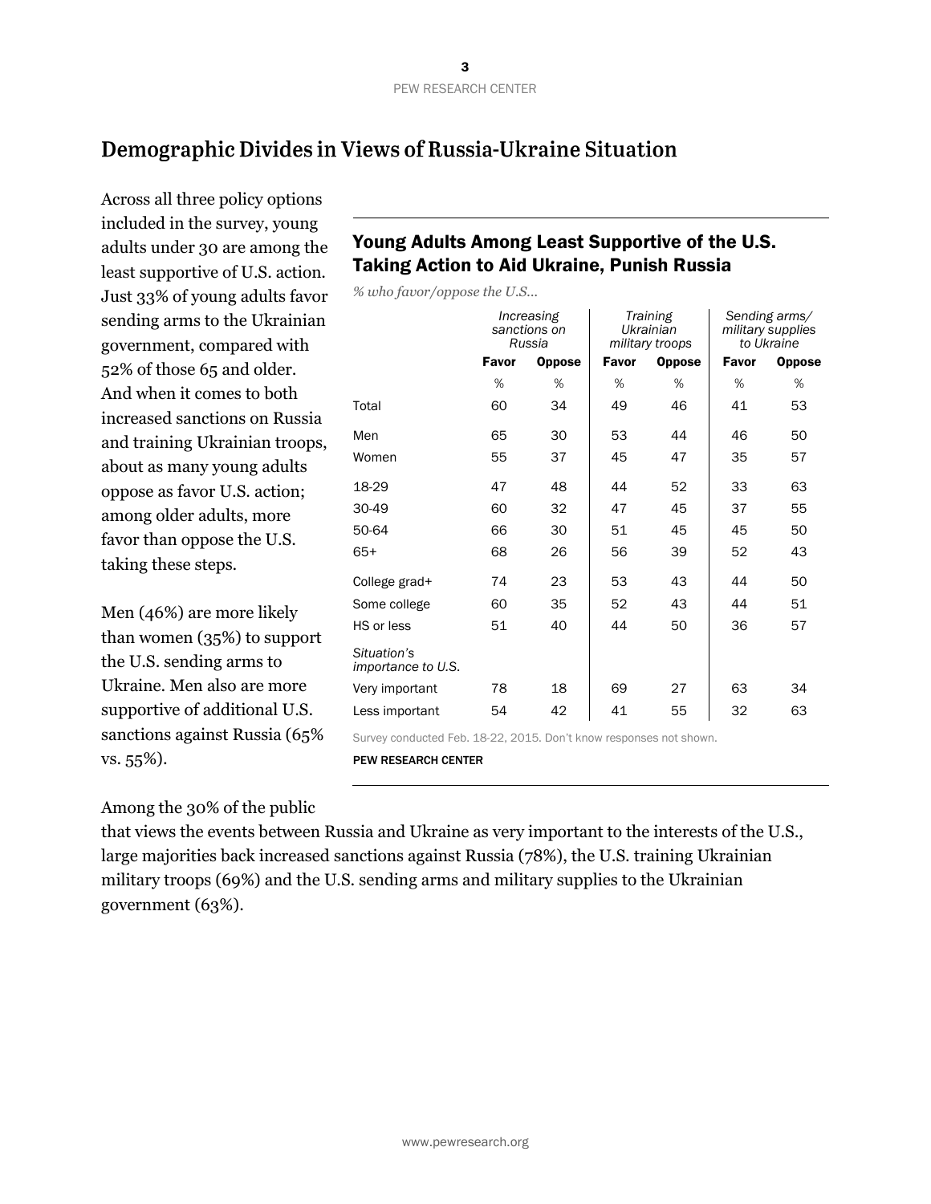## Demographic Divides in Views of Russia-Ukraine Situation

Across all three policy options included in the survey, young adults under 30 are among the least supportive of U.S. action. Just 33% of young adults favor sending arms to the Ukrainian government, compared with 52% of those 65 and older. And when it comes to both increased sanctions on Russia and training Ukrainian troops, about as many young adults oppose as favor U.S. action; among older adults, more favor than oppose the U.S. taking these steps.

Men (46%) are more likely than women (35%) to support the U.S. sending arms to Ukraine. Men also are more supportive of additional U.S. sanctions against Russia (65% vs. 55%).

Among the 30% of the public that views the events between Russia and Ukraine as very important to the interests of the U.S., large majorities back increased sanctions against Russia (78%), the U.S. training Ukrainian military troops (69%) and the U.S. sending arms and military supplies to the Ukrainian government (63%).

### Young Adults Among Least Supportive of the U.S. Taking Action to Aid Ukraine, Punish Russia

*% who favor/oppose the U.S...*

| | *Increasing sanctions on Russia* | | *Training Ukrainian military troops* | | *Sending arms/ military supplies to Ukraine* | |
|---|---|---|---|---|---|---|
| | **Favor** | **Oppose** | **Favor** | **Oppose** | **Favor** | **Oppose** |
| | % | % | % | % | % | % |
| Total | 60 | 34 | 49 | 46 | 41 | 53 |
| Men | 65 | 30 | 53 | 44 | 46 | 50 |
| Women | 55 | 37 | 45 | 47 | 35 | 57 |
| 18-29 | 47 | 48 | 44 | 52 | 33 | 63 |
| 30-49 | 60 | 32 | 47 | 45 | 37 | 55 |
| 50-64 | 66 | 30 | 51 | 45 | 45 | 50 |
| 65+ | 68 | 26 | 56 | 39 | 52 | 43 |
| College grad+ | 74 | 23 | 53 | 43 | 44 | 50 |
| Some college | 60 | 35 | 52 | 43 | 44 | 51 |
| HS or less | 51 | 40 | 44 | 50 | 36 | 57 |
| *Situation's importance to U.S.* | | | | | | |
| Very important | 78 | 18 | 69 | 27 | 63 | 34 |
| Less important | 54 | 42 | 41 | 55 | 32 | 63 |

Survey conducted Feb. 18-22, 2015. Don't know responses not shown.

PEW RESEARCH CENTER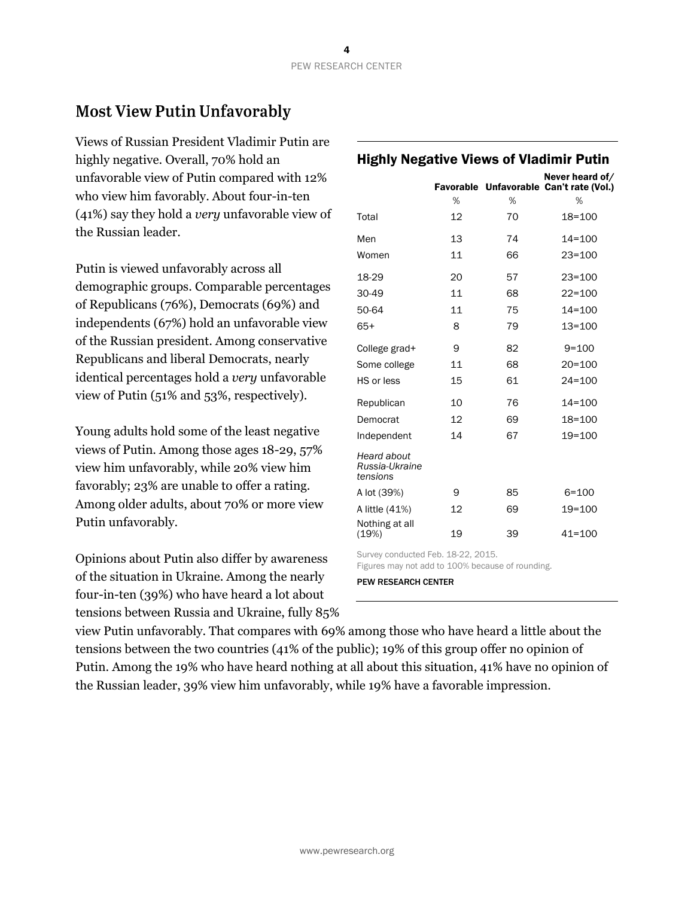## Most View Putin Unfavorably

Views of Russian President Vladimir Putin are highly negative. Overall, 70% hold an unfavorable view of Putin compared with 12% who view him favorably. About four-in-ten (41%) say they hold a *very* unfavorable view of the Russian leader.

Putin is viewed unfavorably across all demographic groups. Comparable percentages of Republicans (76%), Democrats (69%) and independents (67%) hold an unfavorable view of the Russian president. Among conservative Republicans and liberal Democrats, nearly identical percentages hold a *very* unfavorable view of Putin (51% and 53%, respectively).

Young adults hold some of the least negative views of Putin. Among those ages 18-29, 57% view him unfavorably, while 20% view him favorably; 23% are unable to offer a rating. Among older adults, about 70% or more view Putin unfavorably.

Opinions about Putin also differ by awareness of the situation in Ukraine. Among the nearly four-in-ten (39%) who have heard a lot about tensions between Russia and Ukraine, fully 85% view Putin unfavorably. That compares with 69% among those who have heard a little about the tensions between the two countries (41% of the public); 19% of this group offer no opinion of Putin. Among the 19% who have heard nothing at all about this situation, 41% have no opinion of the Russian leader, 39% view him unfavorably, while 19% have a favorable impression.

### Highly Negative Views of Vladimir Putin

| | Favorable | Unfavorable | Never heard of/ Can't rate (Vol.) |
|---|---|---|---|
| | % | % | % |
| Total | 12 | 70 | 18=100 |
| Men | 13 | 74 | 14=100 |
| Women | 11 | 66 | 23=100 |
| 18-29 | 20 | 57 | 23=100 |
| 30-49 | 11 | 68 | 22=100 |
| 50-64 | 11 | 75 | 14=100 |
| 65+ | 8 | 79 | 13=100 |
| College grad+ | 9 | 82 | 9=100 |
| Some college | 11 | 68 | 20=100 |
| HS or less | 15 | 61 | 24=100 |
| Republican | 10 | 76 | 14=100 |
| Democrat | 12 | 69 | 18=100 |
| Independent | 14 | 67 | 19=100 |
| *Heard about Russia-Ukraine tensions* | | | |
| A lot (39%) | 9 | 85 | 6=100 |
| A little (41%) | 12 | 69 | 19=100 |
| Nothing at all (19%) | 19 | 39 | 41=100 |

Survey conducted Feb. 18-22, 2015.
Figures may not add to 100% because of rounding.

PEW RESEARCH CENTER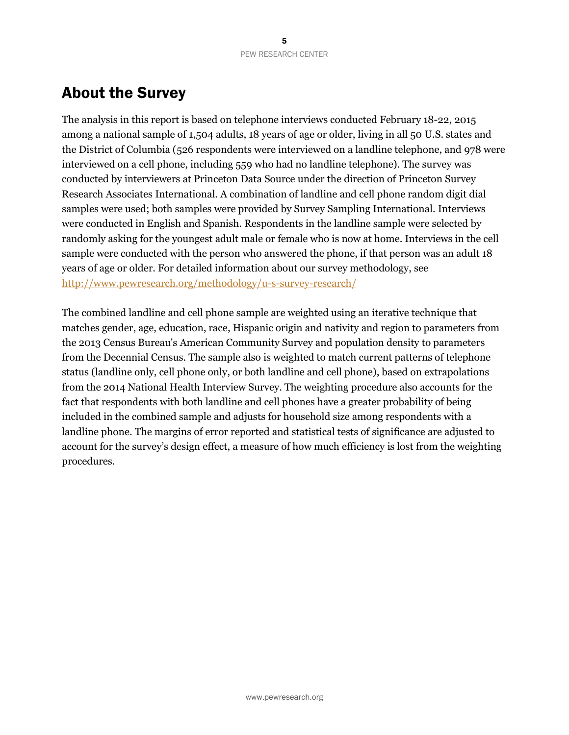# About the Survey

The analysis in this report is based on telephone interviews conducted February 18-22, 2015 among a national sample of 1,504 adults, 18 years of age or older, living in all 50 U.S. states and the District of Columbia (526 respondents were interviewed on a landline telephone, and 978 were interviewed on a cell phone, including 559 who had no landline telephone). The survey was conducted by interviewers at Princeton Data Source under the direction of Princeton Survey Research Associates International. A combination of landline and cell phone random digit dial samples were used; both samples were provided by Survey Sampling International. Interviews were conducted in English and Spanish. Respondents in the landline sample were selected by randomly asking for the youngest adult male or female who is now at home. Interviews in the cell sample were conducted with the person who answered the phone, if that person was an adult 18 years of age or older. For detailed information about our survey methodology, see http://www.pewresearch.org/methodology/u-s-survey-research/

The combined landline and cell phone sample are weighted using an iterative technique that matches gender, age, education, race, Hispanic origin and nativity and region to parameters from the 2013 Census Bureau's American Community Survey and population density to parameters from the Decennial Census. The sample also is weighted to match current patterns of telephone status (landline only, cell phone only, or both landline and cell phone), based on extrapolations from the 2014 National Health Interview Survey. The weighting procedure also accounts for the fact that respondents with both landline and cell phones have a greater probability of being included in the combined sample and adjusts for household size among respondents with a landline phone. The margins of error reported and statistical tests of significance are adjusted to account for the survey's design effect, a measure of how much efficiency is lost from the weighting procedures.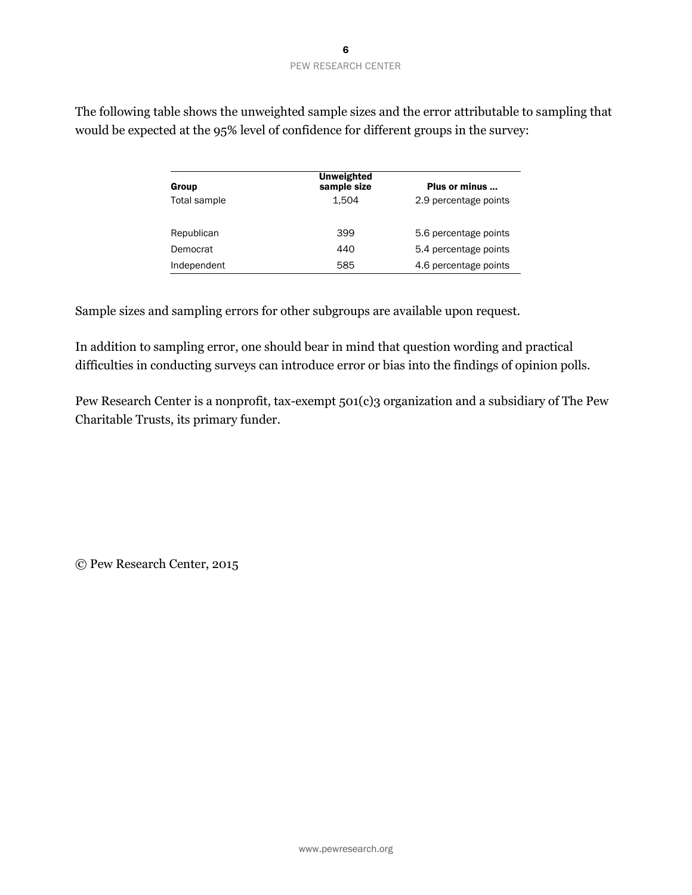The following table shows the unweighted sample sizes and the error attributable to sampling that would be expected at the 95% level of confidence for different groups in the survey:

| Group | Unweighted sample size | Plus or minus ... |
|---|---|---|
| Total sample | 1,504 | 2.9 percentage points |
| | | |
| Republican | 399 | 5.6 percentage points |
| Democrat | 440 | 5.4 percentage points |
| Independent | 585 | 4.6 percentage points |

Sample sizes and sampling errors for other subgroups are available upon request.

In addition to sampling error, one should bear in mind that question wording and practical difficulties in conducting surveys can introduce error or bias into the findings of opinion polls.

Pew Research Center is a nonprofit, tax-exempt 501(c)3 organization and a subsidiary of The Pew Charitable Trusts, its primary funder.

© Pew Research Center, 2015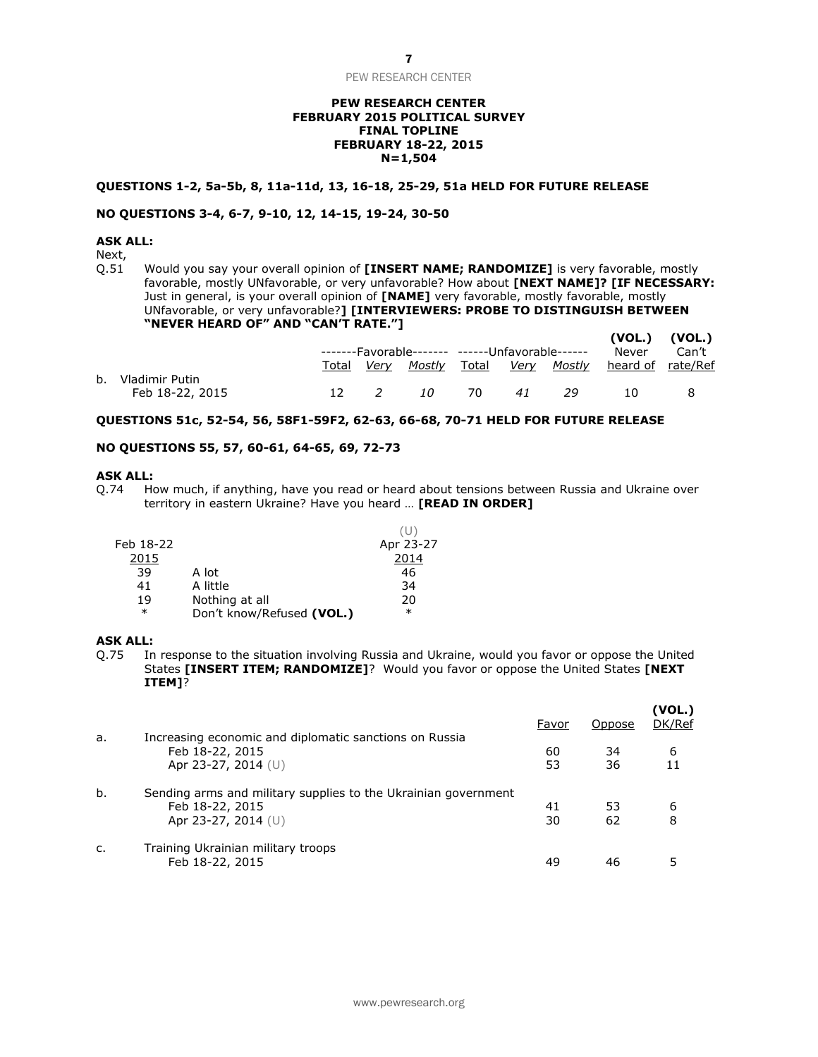**PEW RESEARCH CENTER**
**FEBRUARY 2015 POLITICAL SURVEY**
**FINAL TOPLINE**
**FEBRUARY 18-22, 2015**
**N=1,504**

**QUESTIONS 1-2, 5a-5b, 8, 11a-11d, 13, 16-18, 25-29, 51a HELD FOR FUTURE RELEASE**

**NO QUESTIONS 3-4, 6-7, 9-10, 12, 14-15, 19-24, 30-50**

**ASK ALL:**
Next,
Q.51 Would you say your overall opinion of **[INSERT NAME; RANDOMIZE]** is very favorable, mostly favorable, mostly UNfavorable, or very unfavorable? How about **[NEXT NAME]? [IF NECESSARY:** Just in general, is your overall opinion of **[NAME]** very favorable, mostly favorable, mostly UNfavorable, or very unfavorable?**] [INTERVIEWERS: PROBE TO DISTINGUISH BETWEEN "NEVER HEARD OF" AND "CAN'T RATE."]**

| | -------Favorable------- | | | ------Unfavorable------ | | | (VOL.) Never | (VOL.) Can't |
|---|---|---|---|---|---|---|---|---|
| | Total | *Very* | *Mostly* | Total | *Very* | *Mostly* | heard of | rate/Ref |
| b. Vladimir Putin | | | | | | | | |
| Feb 18-22, 2015 | 12 | *2* | *10* | 70 | *41* | *29* | 10 | 8 |

**QUESTIONS 51c, 52-54, 56, 58F1-59F2, 62-63, 66-68, 70-71 HELD FOR FUTURE RELEASE**

**NO QUESTIONS 55, 57, 60-61, 64-65, 69, 72-73**

**ASK ALL:**
Q.74 How much, if anything, have you read or heard about tensions between Russia and Ukraine over territory in eastern Ukraine? Have you heard … **[READ IN ORDER]**

| Feb 18-22 2015 | | (U) Apr 23-27 2014 |
|---|---|---|
| 39 | A lot | 46 |
| 41 | A little | 34 |
| 19 | Nothing at all | 20 |
| * | Don't know/Refused **(VOL.)** | * |

**ASK ALL:**
Q.75 In response to the situation involving Russia and Ukraine, would you favor or oppose the United States **[INSERT ITEM; RANDOMIZE]**? Would you favor or oppose the United States **[NEXT ITEM]**?

| | | Favor | Oppose | (VOL.) DK/Ref |
|---|---|---|---|---|
| a. | Increasing economic and diplomatic sanctions on Russia | | | |
| | Feb 18-22, 2015 | 60 | 34 | 6 |
| | Apr 23-27, 2014 (U) | 53 | 36 | 11 |
| b. | Sending arms and military supplies to the Ukrainian government | | | |
| | Feb 18-22, 2015 | 41 | 53 | 6 |
| | Apr 23-27, 2014 (U) | 30 | 62 | 8 |
| c. | Training Ukrainian military troops | | | |
| | Feb 18-22, 2015 | 49 | 46 | 5 |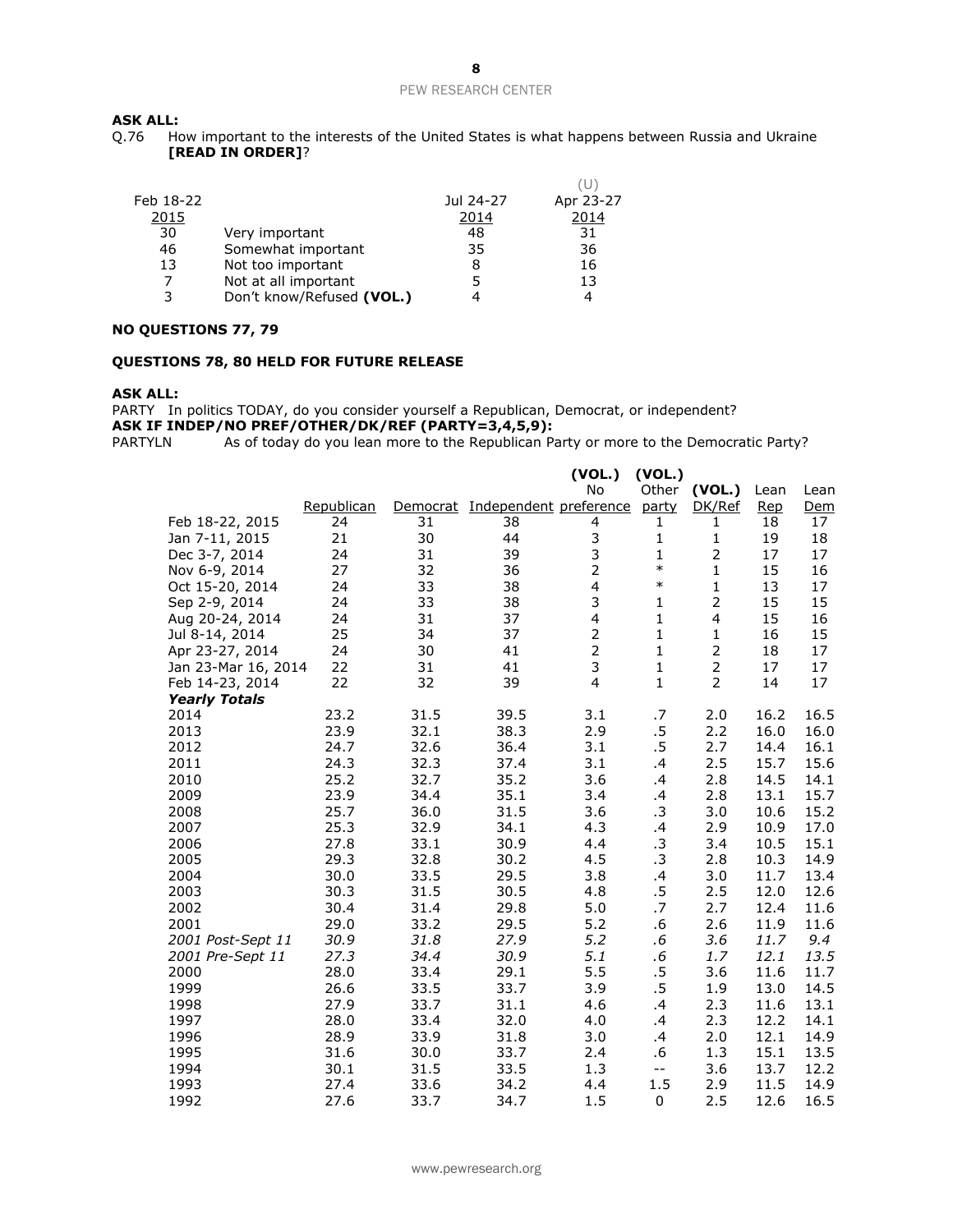**ASK ALL:**

Q.76 How important to the interests of the United States is what happens between Russia and Ukraine **[READ IN ORDER]**?

| Feb 18-22 2015 | | Jul 24-27 2014 | (U) Apr 23-27 2014 |
|---|---|---|---|
| 30 | Very important | 48 | 31 |
| 46 | Somewhat important | 35 | 36 |
| 13 | Not too important | 8 | 16 |
| 7 | Not at all important | 5 | 13 |
| 3 | Don't know/Refused **(VOL.)** | 4 | 4 |

**NO QUESTIONS 77, 79**

**QUESTIONS 78, 80 HELD FOR FUTURE RELEASE**

**ASK ALL:**

PARTY In politics TODAY, do you consider yourself a Republican, Democrat, or independent?

**ASK IF INDEP/NO PREF/OTHER/DK/REF (PARTY=3,4,5,9):**

PARTYLN As of today do you lean more to the Republican Party or more to the Democratic Party?

| | Republican | Democrat | Independent | (VOL.) No preference | (VOL.) Other party | (VOL.) DK/Ref | Lean Rep | Lean Dem |
|---|---|---|---|---|---|---|---|---|
| Feb 18-22, 2015 | 24 | 31 | 38 | 4 | 1 | 1 | 18 | 17 |
| Jan 7-11, 2015 | 21 | 30 | 44 | 3 | 1 | 1 | 19 | 18 |
| Dec 3-7, 2014 | 24 | 31 | 39 | 3 | 1 | 2 | 17 | 17 |
| Nov 6-9, 2014 | 27 | 32 | 36 | 2 | * | 1 | 15 | 16 |
| Oct 15-20, 2014 | 24 | 33 | 38 | 4 | * | 1 | 13 | 17 |
| Sep 2-9, 2014 | 24 | 33 | 38 | 3 | 1 | 2 | 15 | 15 |
| Aug 20-24, 2014 | 24 | 31 | 37 | 4 | 1 | 4 | 15 | 16 |
| Jul 8-14, 2014 | 25 | 34 | 37 | 2 | 1 | 1 | 16 | 15 |
| Apr 23-27, 2014 | 24 | 30 | 41 | 2 | 1 | 2 | 18 | 17 |
| Jan 23-Mar 16, 2014 | 22 | 31 | 41 | 3 | 1 | 2 | 17 | 17 |
| Feb 14-23, 2014 | 22 | 32 | 39 | 4 | 1 | 2 | 14 | 17 |
| ***Yearly Totals*** | | | | | | | | |
| 2014 | 23.2 | 31.5 | 39.5 | 3.1 | .7 | 2.0 | 16.2 | 16.5 |
| 2013 | 23.9 | 32.1 | 38.3 | 2.9 | .5 | 2.2 | 16.0 | 16.0 |
| 2012 | 24.7 | 32.6 | 36.4 | 3.1 | .5 | 2.7 | 14.4 | 16.1 |
| 2011 | 24.3 | 32.3 | 37.4 | 3.1 | .4 | 2.5 | 15.7 | 15.6 |
| 2010 | 25.2 | 32.7 | 35.2 | 3.6 | .4 | 2.8 | 14.5 | 14.1 |
| 2009 | 23.9 | 34.4 | 35.1 | 3.4 | .4 | 2.8 | 13.1 | 15.7 |
| 2008 | 25.7 | 36.0 | 31.5 | 3.6 | .3 | 3.0 | 10.6 | 15.2 |
| 2007 | 25.3 | 32.9 | 34.1 | 4.3 | .4 | 2.9 | 10.9 | 17.0 |
| 2006 | 27.8 | 33.1 | 30.9 | 4.4 | .3 | 3.4 | 10.5 | 15.1 |
| 2005 | 29.3 | 32.8 | 30.2 | 4.5 | .3 | 2.8 | 10.3 | 14.9 |
| 2004 | 30.0 | 33.5 | 29.5 | 3.8 | .4 | 3.0 | 11.7 | 13.4 |
| 2003 | 30.3 | 31.5 | 30.5 | 4.8 | .5 | 2.5 | 12.0 | 12.6 |
| 2002 | 30.4 | 31.4 | 29.8 | 5.0 | .7 | 2.7 | 12.4 | 11.6 |
| 2001 | 29.0 | 33.2 | 29.5 | 5.2 | .6 | 2.6 | 11.9 | 11.6 |
| *2001 Post-Sept 11* | *30.9* | *31.8* | *27.9* | *5.2* | *.6* | *3.6* | *11.7* | *9.4* |
| *2001 Pre-Sept 11* | *27.3* | *34.4* | *30.9* | *5.1* | *.6* | *1.7* | *12.1* | *13.5* |
| 2000 | 28.0 | 33.4 | 29.1 | 5.5 | .5 | 3.6 | 11.6 | 11.7 |
| 1999 | 26.6 | 33.5 | 33.7 | 3.9 | .5 | 1.9 | 13.0 | 14.5 |
| 1998 | 27.9 | 33.7 | 31.1 | 4.6 | .4 | 2.3 | 11.6 | 13.1 |
| 1997 | 28.0 | 33.4 | 32.0 | 4.0 | .4 | 2.3 | 12.2 | 14.1 |
| 1996 | 28.9 | 33.9 | 31.8 | 3.0 | .4 | 2.0 | 12.1 | 14.9 |
| 1995 | 31.6 | 30.0 | 33.7 | 2.4 | .6 | 1.3 | 15.1 | 13.5 |
| 1994 | 30.1 | 31.5 | 33.5 | 1.3 | -- | 3.6 | 13.7 | 12.2 |
| 1993 | 27.4 | 33.6 | 34.2 | 4.4 | 1.5 | 2.9 | 11.5 | 14.9 |
| 1992 | 27.6 | 33.7 | 34.7 | 1.5 | 0 | 2.5 | 12.6 | 16.5 |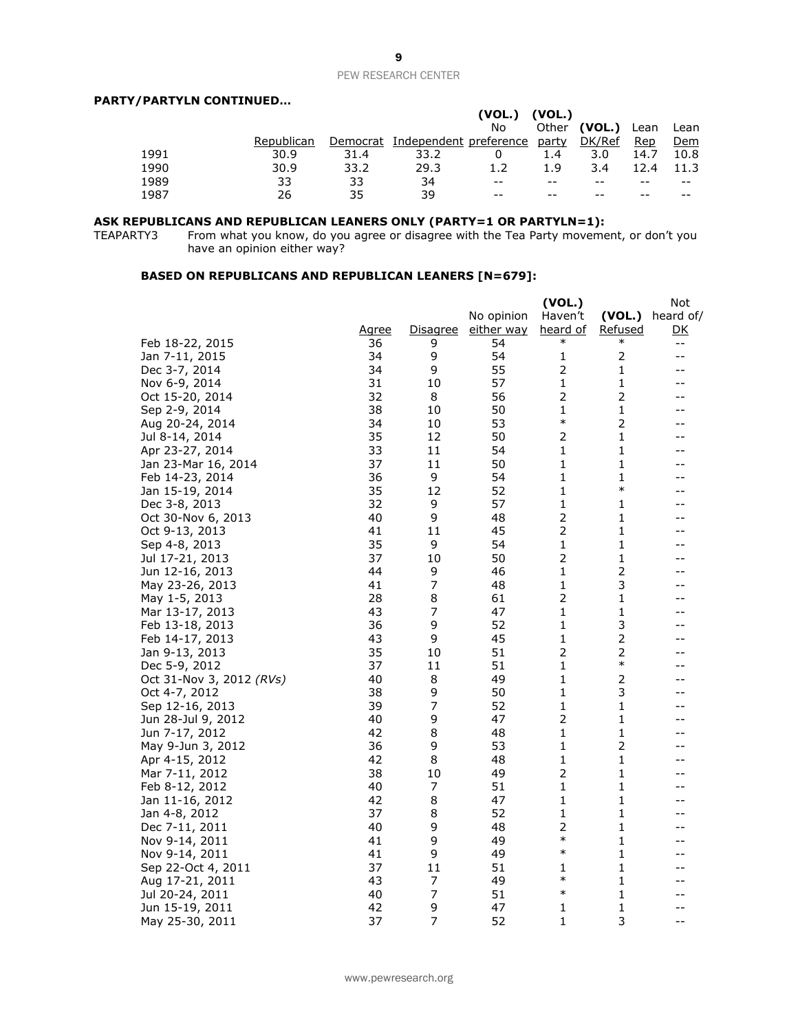**PARTY/PARTYLN CONTINUED…**

| | Republican | Democrat | Independent | (VOL.) No preference | (VOL.) Other party | (VOL.) DK/Ref | Lean Rep | Lean Dem |
|---|---|---|---|---|---|---|---|---|
| 1991 | 30.9 | 31.4 | 33.2 | 0 | 1.4 | 3.0 | 14.7 | 10.8 |
| 1990 | 30.9 | 33.2 | 29.3 | 1.2 | 1.9 | 3.4 | 12.4 | 11.3 |
| 1989 | 33 | 33 | 34 | -- | -- | -- | -- | -- |
| 1987 | 26 | 35 | 39 | -- | -- | -- | -- | -- |

**ASK REPUBLICANS AND REPUBLICAN LEANERS ONLY (PARTY=1 OR PARTYLN=1):**

TEAPARTY3 From what you know, do you agree or disagree with the Tea Party movement, or don't you have an opinion either way?

**BASED ON REPUBLICANS AND REPUBLICAN LEANERS [N=679]:**

| | Agree | Disagree | No opinion either way | (VOL.) Haven't heard of | (VOL.) Refused | Not heard of/ DK |
|---|---|---|---|---|---|---|
| Feb 18-22, 2015 | 36 | 9 | 54 | * | * | -- |
| Jan 7-11, 2015 | 34 | 9 | 54 | 1 | 2 | -- |
| Dec 3-7, 2014 | 34 | 9 | 55 | 2 | 1 | -- |
| Nov 6-9, 2014 | 31 | 10 | 57 | 1 | 1 | -- |
| Oct 15-20, 2014 | 32 | 8 | 56 | 2 | 2 | -- |
| Sep 2-9, 2014 | 38 | 10 | 50 | 1 | 1 | -- |
| Aug 20-24, 2014 | 34 | 10 | 53 | * | 2 | -- |
| Jul 8-14, 2014 | 35 | 12 | 50 | 2 | 1 | -- |
| Apr 23-27, 2014 | 33 | 11 | 54 | 1 | 1 | -- |
| Jan 23-Mar 16, 2014 | 37 | 11 | 50 | 1 | 1 | -- |
| Feb 14-23, 2014 | 36 | 9 | 54 | 1 | 1 | -- |
| Jan 15-19, 2014 | 35 | 12 | 52 | 1 | * | -- |
| Dec 3-8, 2013 | 32 | 9 | 57 | 1 | 1 | -- |
| Oct 30-Nov 6, 2013 | 40 | 9 | 48 | 2 | 1 | -- |
| Oct 9-13, 2013 | 41 | 11 | 45 | 2 | 1 | -- |
| Sep 4-8, 2013 | 35 | 9 | 54 | 1 | 1 | -- |
| Jul 17-21, 2013 | 37 | 10 | 50 | 2 | 1 | -- |
| Jun 12-16, 2013 | 44 | 9 | 46 | 1 | 2 | -- |
| May 23-26, 2013 | 41 | 7 | 48 | 1 | 3 | -- |
| May 1-5, 2013 | 28 | 8 | 61 | 2 | 1 | -- |
| Mar 13-17, 2013 | 43 | 7 | 47 | 1 | 1 | -- |
| Feb 13-18, 2013 | 36 | 9 | 52 | 1 | 3 | -- |
| Feb 14-17, 2013 | 43 | 9 | 45 | 1 | 2 | -- |
| Jan 9-13, 2013 | 35 | 10 | 51 | 2 | 2 | -- |
| Dec 5-9, 2012 | 37 | 11 | 51 | 1 | * | -- |
| Oct 31-Nov 3, 2012 *(RVs)* | 40 | 8 | 49 | 1 | 2 | -- |
| Oct 4-7, 2012 | 38 | 9 | 50 | 1 | 3 | -- |
| Sep 12-16, 2013 | 39 | 7 | 52 | 1 | 1 | -- |
| Jun 28-Jul 9, 2012 | 40 | 9 | 47 | 2 | 1 | -- |
| Jun 7-17, 2012 | 42 | 8 | 48 | 1 | 1 | -- |
| May 9-Jun 3, 2012 | 36 | 9 | 53 | 1 | 2 | -- |
| Apr 4-15, 2012 | 42 | 8 | 48 | 1 | 1 | -- |
| Mar 7-11, 2012 | 38 | 10 | 49 | 2 | 1 | -- |
| Feb 8-12, 2012 | 40 | 7 | 51 | 1 | 1 | -- |
| Jan 11-16, 2012 | 42 | 8 | 47 | 1 | 1 | -- |
| Jan 4-8, 2012 | 37 | 8 | 52 | 1 | 1 | -- |
| Dec 7-11, 2011 | 40 | 9 | 48 | 2 | 1 | -- |
| Nov 9-14, 2011 | 41 | 9 | 49 | * | 1 | -- |
| Nov 9-14, 2011 | 41 | 9 | 49 | * | 1 | -- |
| Sep 22-Oct 4, 2011 | 37 | 11 | 51 | 1 | 1 | -- |
| Aug 17-21, 2011 | 43 | 7 | 49 | * | 1 | -- |
| Jul 20-24, 2011 | 40 | 7 | 51 | * | 1 | -- |
| Jun 15-19, 2011 | 42 | 9 | 47 | 1 | 1 | -- |
| May 25-30, 2011 | 37 | 7 | 52 | 1 | 3 | -- |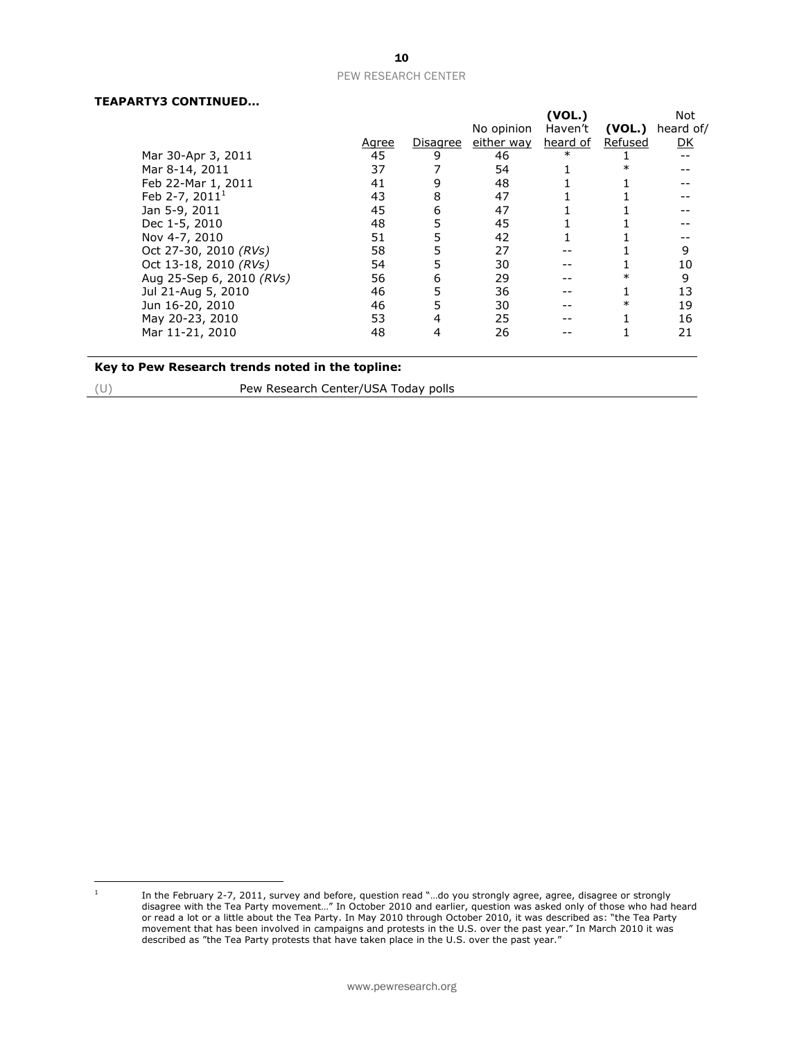**TEAPARTY3 CONTINUED…**

| | Agree | Disagree | No opinion either way | (VOL.) Haven't heard of | (VOL.) Refused | Not heard of/ DK |
|---|---|---|---|---|---|---|
| Mar 30-Apr 3, 2011 | 45 | 9 | 46 | * | 1 | -- |
| Mar 8-14, 2011 | 37 | 7 | 54 | 1 | * | -- |
| Feb 22-Mar 1, 2011 | 41 | 9 | 48 | 1 | 1 | -- |
| Feb 2-7, 2011[1] | 43 | 8 | 47 | 1 | 1 | -- |
| Jan 5-9, 2011 | 45 | 6 | 47 | 1 | 1 | -- |
| Dec 1-5, 2010 | 48 | 5 | 45 | 1 | 1 | -- |
| Nov 4-7, 2010 | 51 | 5 | 42 | 1 | 1 | -- |
| Oct 27-30, 2010 *(RVs)* | 58 | 5 | 27 | -- | 1 | 9 |
| Oct 13-18, 2010 *(RVs)* | 54 | 5 | 30 | -- | 1 | 10 |
| Aug 25-Sep 6, 2010 *(RVs)* | 56 | 6 | 29 | -- | * | 9 |
| Jul 21-Aug 5, 2010 | 46 | 5 | 36 | -- | 1 | 13 |
| Jun 16-20, 2010 | 46 | 5 | 30 | -- | * | 19 |
| May 20-23, 2010 | 53 | 4 | 25 | -- | 1 | 16 |
| Mar 11-21, 2010 | 48 | 4 | 26 | -- | 1 | 21 |

**Key to Pew Research trends noted in the topline:**

(U) Pew Research Center/USA Today polls

[1] In the February 2-7, 2011, survey and before, question read "…do you strongly agree, agree, disagree or strongly disagree with the Tea Party movement…" In October 2010 and earlier, question was asked only of those who had heard or read a lot or a little about the Tea Party. In May 2010 through October 2010, it was described as: "the Tea Party movement that has been involved in campaigns and protests in the U.S. over the past year." In March 2010 it was described as "the Tea Party protests that have taken place in the U.S. over the past year."